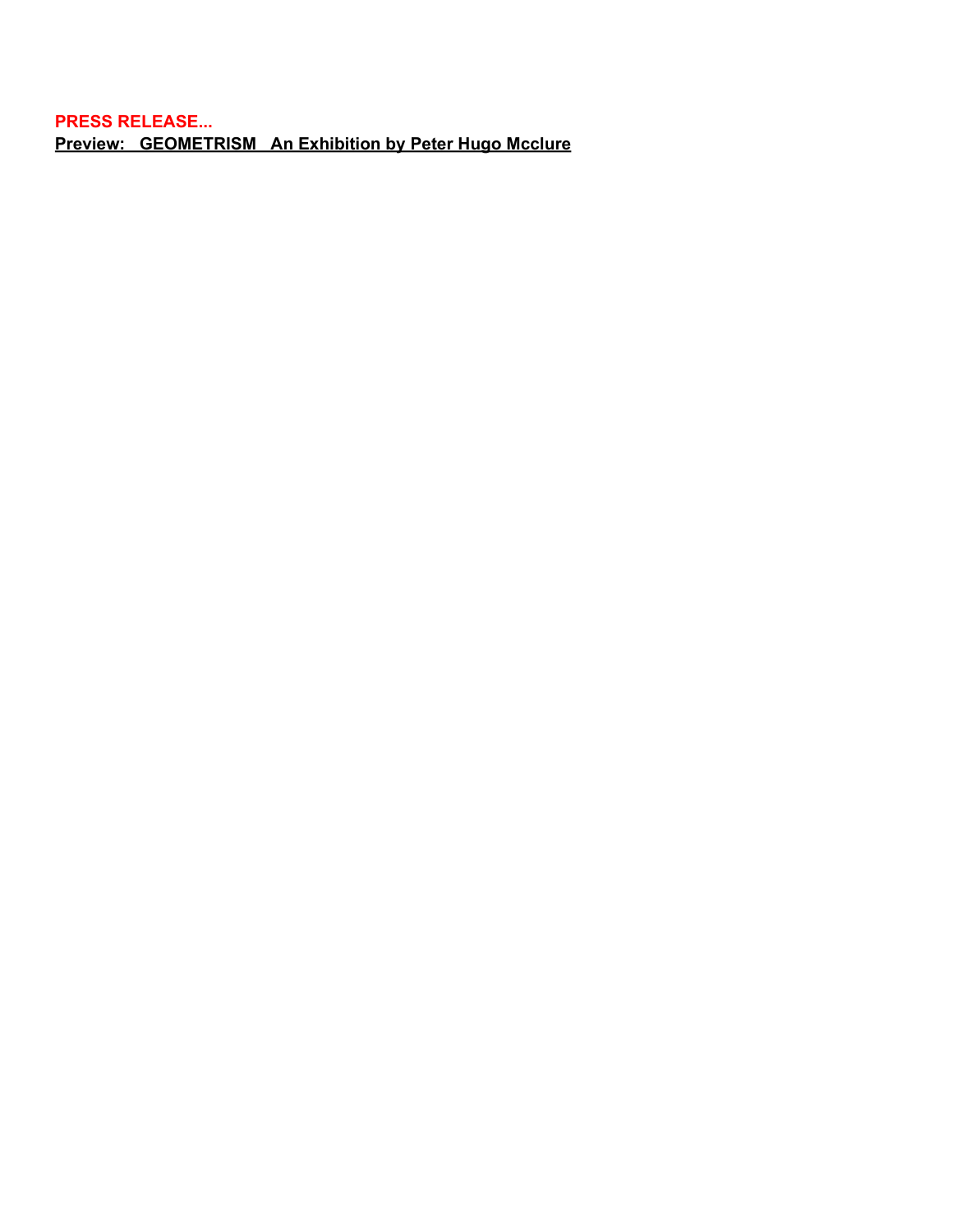**PRESS RELEASE...**

**Preview: GEOMETRISM An Exhibition by Peter Hugo Mcclure**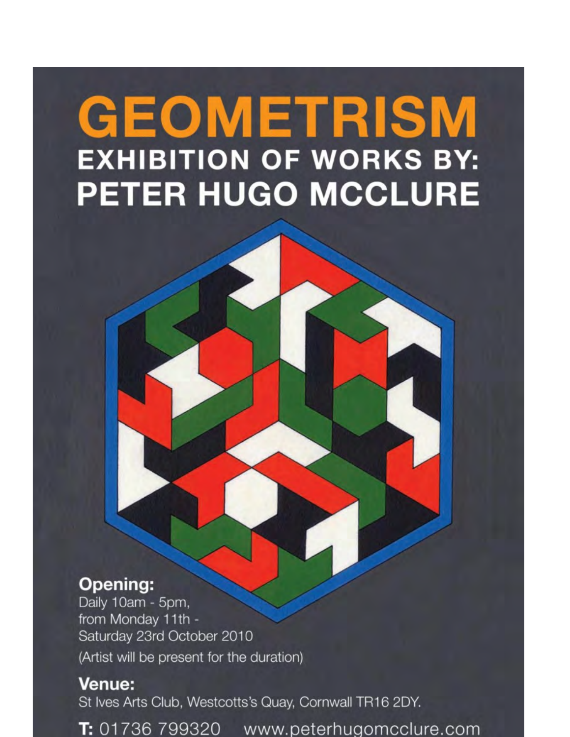# GEOMETRISM

## EXHIBITION OF WORKS BY:
## PETER HUGO MCCLURE

**Opening:**
Daily 10am - 5pm,
from Monday 11th -
Saturday 23rd October 2010
(Artist will be present for the duration)

**Venue:**
St Ives Arts Club, Westcotts's Quay, Cornwall TR16 2DY.

**T:** 01736 799320 www.peterhugomcclure.com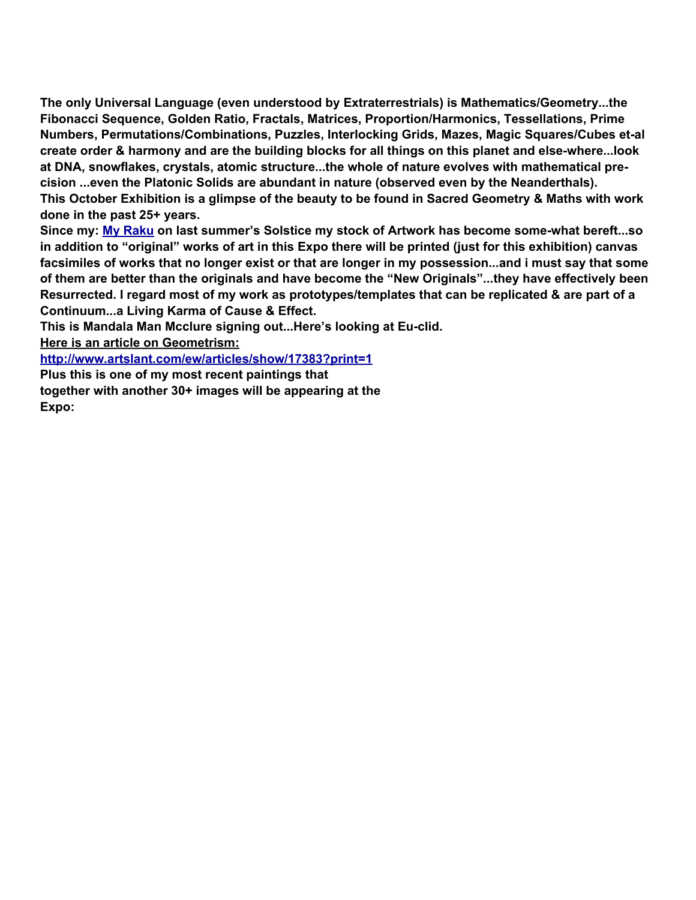**The only Universal Language (even understood by Extraterrestrials) is Mathematics/Geometry...the Fibonacci Sequence, Golden Ratio, Fractals, Matrices, Proportion/Harmonics, Tessellations, Prime Numbers, Permutations/Combinations, Puzzles, Interlocking Grids, Mazes, Magic Squares/Cubes et-al create order & harmony and are the building blocks for all things on this planet and else-where...look at DNA, snowflakes, crystals, atomic structure...the whole of nature evolves with mathematical pre-cision ...even the Platonic Solids are abundant in nature (observed even by the Neanderthals).**

**This October Exhibition is a glimpse of the beauty to be found in Sacred Geometry & Maths with work done in the past 25+ years.**

**Since my: [My Raku]() on last summer's Solstice my stock of Artwork has become some-what bereft...so in addition to "original" works of art in this Expo there will be printed (just for this exhibition) canvas facsimiles of works that no longer exist or that are longer in my possession...and i must say that some of them are better than the originals and have become the "New Originals"...they have effectively been Resurrected. I regard most of my work as prototypes/templates that can be replicated & are part of a Continuum...a Living Karma of Cause & Effect.**

**This is Mandala Man Mcclure signing out...Here's looking at Eu-clid.**

**<u>Here is an article on Geometrism:</u>**

**[http://www.artslant.com/ew/articles/show/17383?print=1](http://www.artslant.com/ew/articles/show/17383?print=1)**

**Plus this is one of my most recent paintings that together with another 30+ images will be appearing at the Expo:**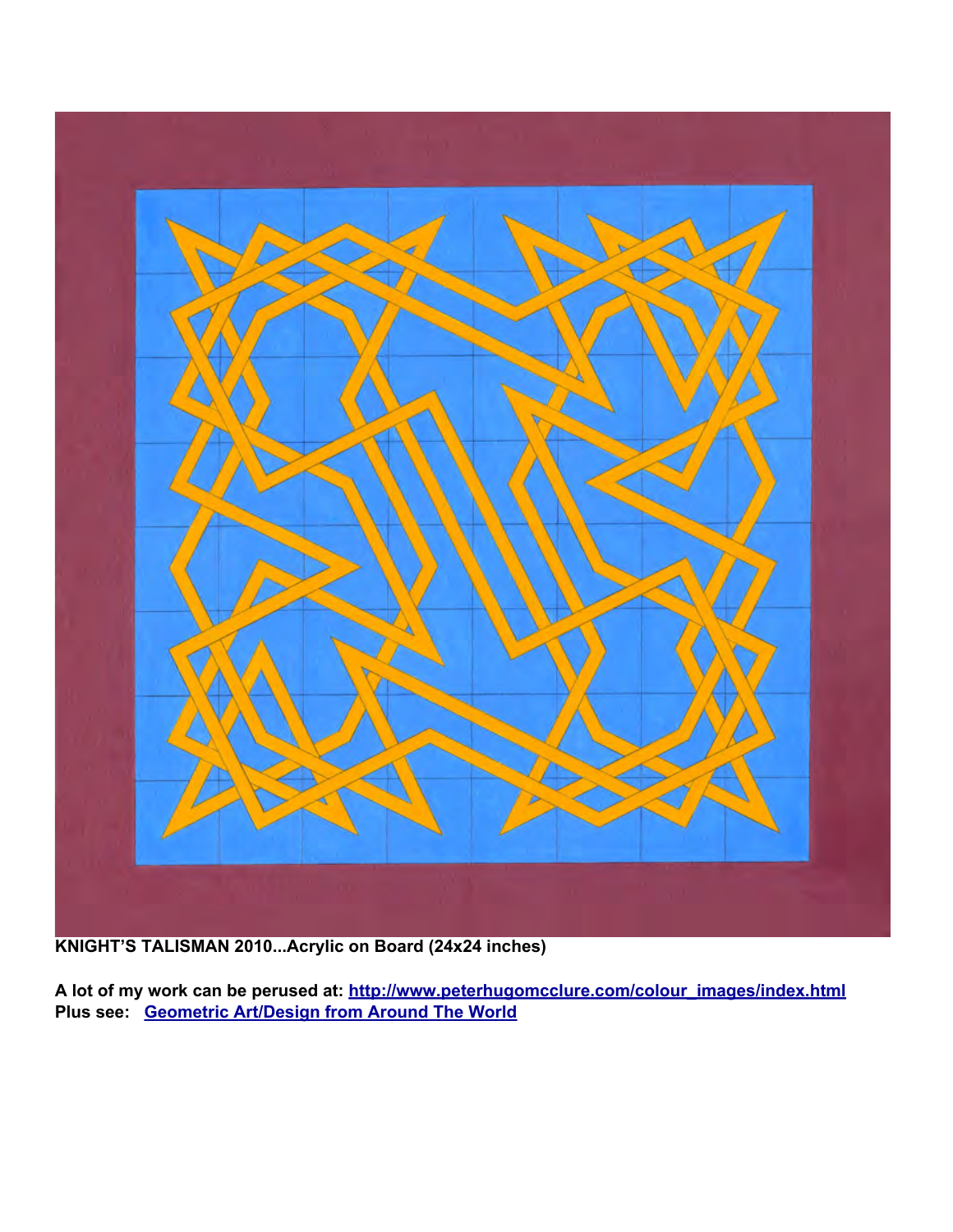**KNIGHT'S TALISMAN 2010...Acrylic on Board (24x24 inches)**

**A lot of my work can be perused at: [http://www.peterhugomcclure.com/colour_images/index.html](http://www.peterhugomcclure.com/colour_images/index.html)**
**Plus see: Geometric Art/Design from Around The World**